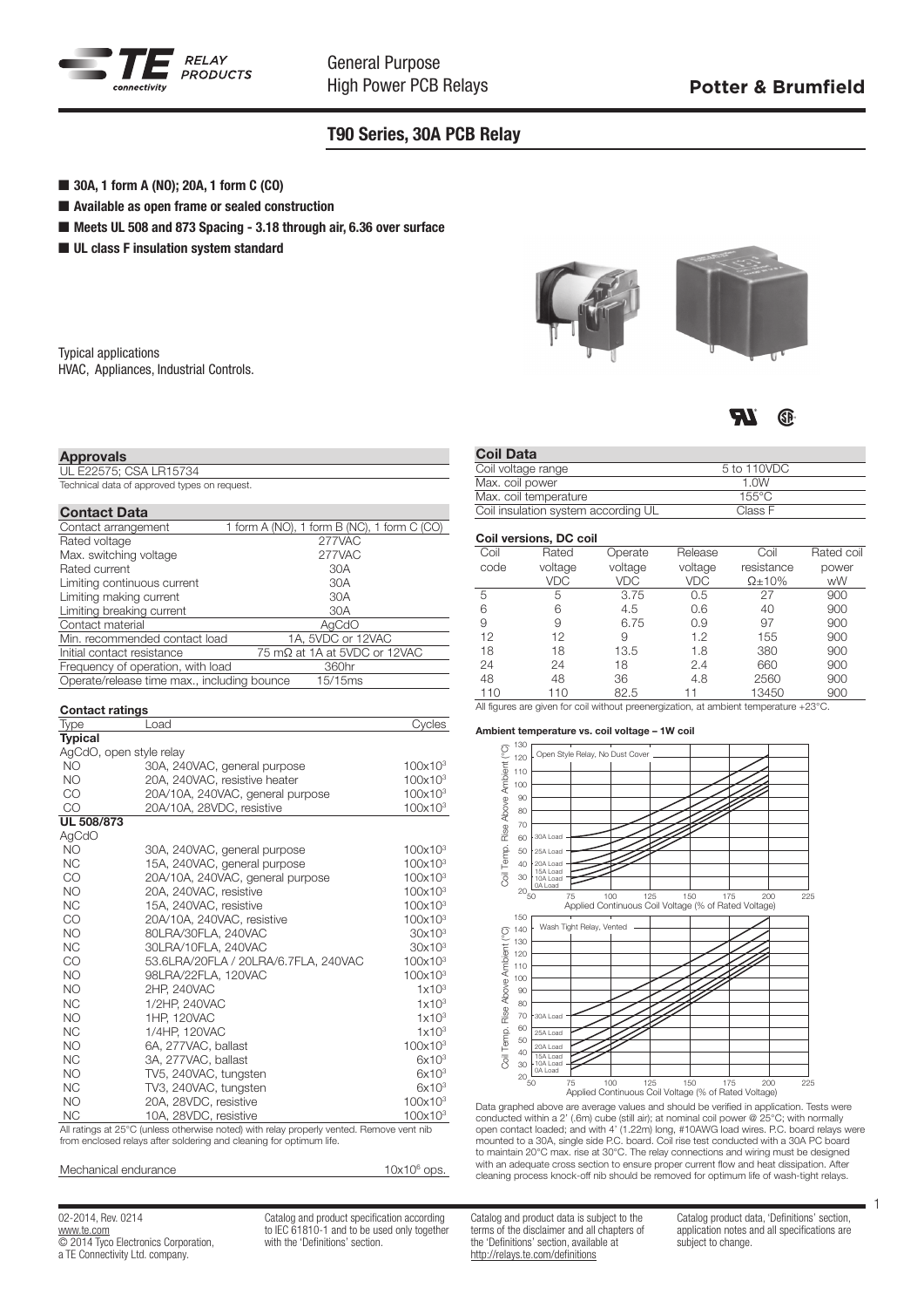# T90 Series, 30A PCB Relay

General Purpose High Power PCB Relays

Potter & Brumfield

- **30A, 1 form A (NO); 20A, 1 form C (CO)**
- **Available as open frame or sealed construction**
- **Meets UL 508 and 873 Spacing - 3.18 through air, 6.36 over surface**
- **UL class F insulation system standard**

Typical applications
HVAC, Appliances, Industrial Controls.

## Approvals

UL E22575; CSA LR15734
Technical data of approved types on request.

## Contact Data

| | |
|---|---|
| Contact arrangement | 1 form A (NO), 1 form B (NC), 1 form C (CO) |
| Rated voltage | 277VAC |
| Max. switching voltage | 277VAC |
| Rated current | 30A |
| Limiting continuous current | 30A |
| Limiting making current | 30A |
| Limiting breaking current | 30A |
| Contact material | AgCdO |
| Min. recommended contact load | 1A, 5VDC or 12VAC |
| Initial contact resistance | 75 mΩ at 1A at 5VDC or 12VAC |
| Frequency of operation, with load | 360hr |
| Operate/release time max., including bounce | 15/15ms |

### Contact ratings

| Type | Load | Cycles |
|---|---|---|
| **Typical** | | |
| AgCdO, open style relay | | |
| NO | 30A, 240VAC, general purpose | 100x10[3] |
| NO | 20A, 240VAC, resistive heater | 100x10[3] |
| CO | 20A/10A, 240VAC, general purpose | 100x10[3] |
| CO | 20A/10A, 28VDC, resistive | 100x10[3] |
| **UL 508/873** | | |
| AgCdO | | |
| NO | 30A, 240VAC, general purpose | 100x10[3] |
| NC | 15A, 240VAC, general purpose | 100x10[3] |
| CO | 20A/10A, 240VAC, general purpose | 100x10[3] |
| NO | 20A, 240VAC, resistive | 100x10[3] |
| NC | 15A, 240VAC, resistive | 100x10[3] |
| CO | 20A/10A, 240VAC, resistive | 100x10[3] |
| NO | 80LRA/30FLA, 240VAC | 30x10[3] |
| NC | 30LRA/10FLA, 240VAC | 30x10[3] |
| CO | 53.6LRA/20FLA / 20LRA/6.7FLA, 240VAC | 100x10[3] |
| NO | 98LRA/22FLA, 120VAC | 100x10[3] |
| NO | 2HP, 240VAC | 1x10[3] |
| NC | 1/2HP, 240VAC | 1x10[3] |
| NO | 1HP, 120VAC | 1x10[3] |
| NC | 1/4HP, 120VAC | 1x10[3] |
| NO | 6A, 277VAC, ballast | 100x10[3] |
| NC | 3A, 277VAC, ballast | 6x10[3] |
| NO | TV5, 240VAC, tungsten | 6x10[3] |
| NC | TV3, 240VAC, tungsten | 6x10[3] |
| NO | 20A, 28VDC, resistive | 100x10[3] |
| NC | 10A, 28VDC, resistive | 100x10[3] |

All ratings at 25°C (unless otherwise noted) with relay properly vented. Remove vent nib from enclosed relays after soldering and cleaning for optimum life.

| | |
|---|---|
| Mechanical endurance | 10x10[6] ops. |

## Coil Data

| | |
|---|---|
| Coil voltage range | 5 to 110VDC |
| Max. coil power | 1.0W |
| Max. coil temperature | 155°C |
| Coil insulation system according UL | Class F |

### Coil versions, DC coil

| Coil code | Rated voltage VDC | Operate voltage VDC | Release voltage VDC | Coil resistance Ω±10% | Rated coil power mW |
|---|---|---|---|---|---|
| 5 | 5 | 3.75 | 0.5 | 27 | 900 |
| 6 | 6 | 4.5 | 0.6 | 40 | 900 |
| 9 | 9 | 6.75 | 0.9 | 97 | 900 |
| 12 | 12 | 9 | 1.2 | 155 | 900 |
| 18 | 18 | 13.5 | 1.8 | 380 | 900 |
| 24 | 24 | 18 | 2.4 | 660 | 900 |
| 48 | 48 | 36 | 4.8 | 2560 | 900 |
| 110 | 110 | 82.5 | 11 | 13450 | 900 |

All figures are given for coil without preenergization, at ambient temperature +23°C.

#### Ambient temperature vs. coil voltage – 1W coil

Data graphed above are average values and should be verified in application. Tests were conducted within a 2' (.6m) cube (still air); at nominal coil power @ 25°C; with normally open contact loaded; and with 4' (1.22m) long, #10AWG load wires. P.C. board relays were mounted to a 30A, single side P.C. board. Coil rise test conducted with a 30A PC board to maintain 20°C max. rise at 30°C. The relay connections and wiring must be designed with an adequate cross section to ensure proper current flow and heat dissipation. After cleaning process knock-off nib should be removed for optimum life of wash-tight relays.

02-2014, Rev. 0214
www.te.com
© 2014 Tyco Electronics Corporation, a TE Connectivity Ltd. company.

Catalog and product specification according to IEC 61810-1 and to be used only together with the 'Definitions' section.

Catalog and product data is subject to the terms of the disclaimer and all chapters of the 'Definitions' section, available at http://relays.te.com/definitions

Catalog product data, 'Definitions' section, application notes and all specifications are subject to change.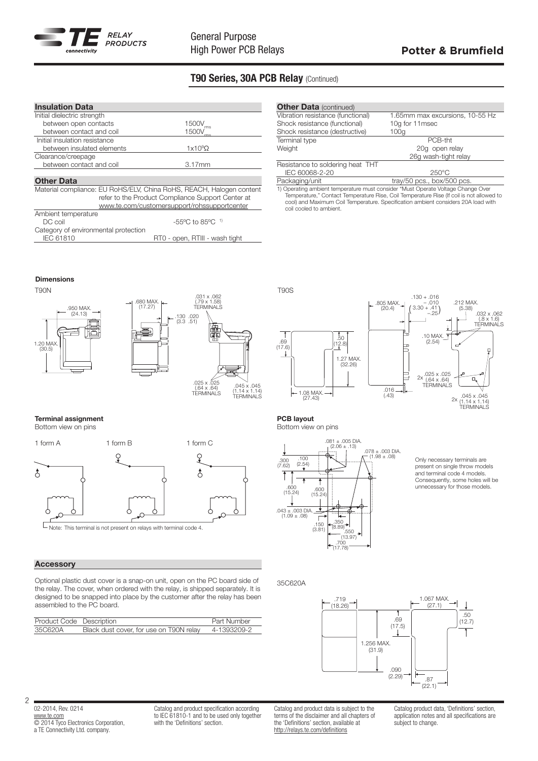## T90 Series, 30A PCB Relay (Continued)

### Insulation Data

| | |
|---|---|
| Initial dielectric strength | |
| between open contacts | 1500V$_{rms}$ |
| between contact and coil | 1500V$_{rms}$ |
| Initial insulation resistance | |
| between insulated elements | $1x10^9Ω$ |
| Clearance/creepage | |
| between contact and coil | 3.17mm |

### Other Data

Material compliance: EU RoHS/ELV, China RoHS, REACH, Halogen content refer to the Product Compliance Support Center at www.te.com/customersupport/rohssupportcenter

| | |
|---|---|
| Ambient temperature | |
| DC coil | -55ºC to 85ºC [1] |
| Category of environmental protection | |
| IEC 61810 | RT0 - open, RTIII - wash tight |

### Other Data (continued)

| | |
|---|---|
| Vibration resistance (functional) | 1.65mm max excursions, 10-55 Hz |
| Shock resistance (functional) | 10g for 11msec |
| Shock resistance (destructive) | 100g |
| Terminal type | PCB-tht |
| Weight | 20g open relay<br>26g wash-tight relay |
| Resistance to soldering heat THT | |
| IEC 60068-2-20 | 250°C |
| Packaging/unit | tray/50 pcs., box/500 pcs. |

1) Operating ambient temperature must consider "Must Operate Voltage Change Over Temperature," Contact Temperature Rise, Coil Temperature Rise (If coil is not allowed to cool) and Maximum Coil Temperature. Specification ambient considers 20A load with coil cooled to ambient.

### Dimensions

T90N

.950 MAX. (24.13) · 1.20 MAX. (30.5) · .680 MAX. (17.27) · .130 (3.3) · .020 (.51) · .031 x .062 (.79 x 1.58) TERMINALS · .025 x .025 (.64 x .64) TERMINALS · .045 x .045 (1.14 x 1.14) TERMINALS

T90S

.69 (17.6) · .50 (12.8) · 1.27 MAX. (32.26) · 1.08 MAX. (27.43) · .805 MAX. (20.4) · .130 + .016 − .010 (3.30 + .41 −.25) · .212 MAX. (5.38) · .032 x .062 (.8 x 1.6) TERMINALS · .10 MAX. (2.54) · 2x .025 x .025 (.64 x .64) TERMINALS · .016 (.43) · 2x .045 x .045 (1.14 x 1.14) TERMINALS

### Terminal assignment

Bottom view on pins

1 form A · 1 form B · 1 form C

Note: This terminal is not present on relays with terminal code 4.

### PCB layout

Bottom view on pins

.081 ± .005 DIA. (2.06 ± .13) · .078 ± .003 DIA. (1.98 ± .08) · .300 (7.62) · .100 (2.54) · .600 (15.24) · .600 (15.24) · .043 ± .003 DIA. (1.09 ± .08) · .150 (3.81) · .350 (8.89) · .550 (13.97) · .700 (17.78)

Only necessary terminals are present on single throw models and terminal code 4 models. Consequently, some holes will be unnecessary for those models.

### Accessory

Optional plastic dust cover is a snap-on unit, open on the PC board side of the relay. The cover, when ordered with the relay, is shipped separately. It is designed to be snapped into place by the customer after the relay has been assembled to the PC board.

| Product Code | Description | Part Number |
|---|---|---|
| 35C620A | Black dust cover, for use on T90N relay | 4-1393209-2 |

35C620A

.719 (18.26) · 1.067 MAX. (27.1) · .69 (17.5) · .50 (12.7) · 1.256 MAX. (31.9) · .090 (2.29) · .87 (22.1)

02-2014, Rev. 0214
www.te.com
© 2014 Tyco Electronics Corporation, a TE Connectivity Ltd. company.

Catalog and product specification according to IEC 61810-1 and to be used only together with the 'Definitions' section.

Catalog and product data is subject to the terms of the disclaimer and all chapters of the 'Definitions' section, available at http://relays.te.com/definitions

Catalog product data, 'Definitions' section, application notes and all specifications are subject to change.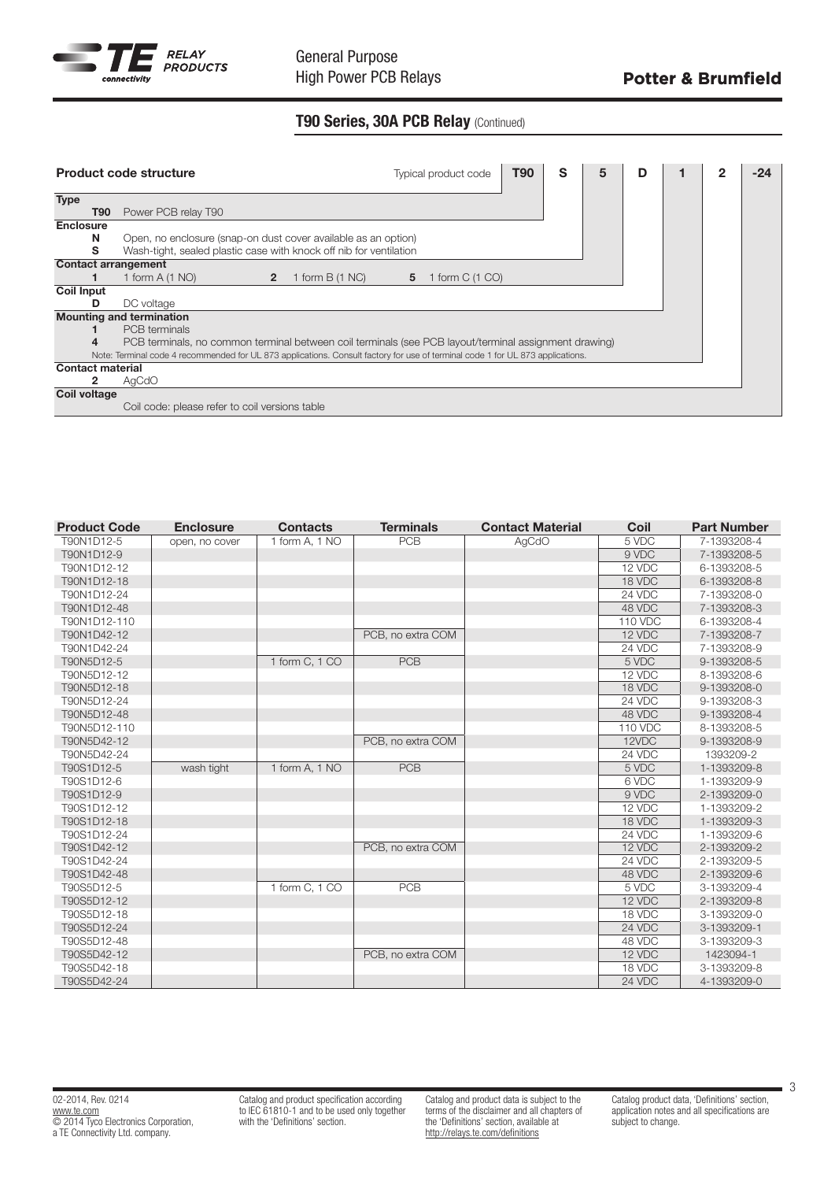## T90 Series, 30A PCB Relay (Continued)

### Product code structure

| Typical product code | T90 | S | 5 | D | 1 | 2 | -24 |
|---|---|---|---|---|---|---|---|

**Type**
- **T90** Power PCB relay T90

**Enclosure**
- **N** Open, no enclosure (snap-on dust cover available as an option)
- **S** Wash-tight, sealed plastic case with knock off nib for ventilation

**Contact arrangement**
- **1** 1 form A (1 NO) **2** 1 form B (1 NC) **5** 1 form C (1 CO)

**Coil Input**
- **D** DC voltage

**Mounting and termination**
- **1** PCB terminals
- **4** PCB terminals, no common terminal between coil terminals (see PCB layout/terminal assignment drawing)

Note: Terminal code 4 recommended for UL 873 applications. Consult factory for use of terminal code 1 for UL 873 applications.

**Contact material**
- **2** AgCdO

**Coil voltage**
- Coil code: please refer to coil versions table

| Product Code | Enclosure | Contacts | Terminals | Contact Material | Coil | Part Number |
|---|---|---|---|---|---|---|
| T90N1D12-5 | open, no cover | 1 form A, 1 NO | PCB | AgCdO | 5 VDC | 7-1393208-4 |
| T90N1D12-9 | | | | | 9 VDC | 7-1393208-5 |
| T90N1D12-12 | | | | | 12 VDC | 6-1393208-5 |
| T90N1D12-18 | | | | | 18 VDC | 6-1393208-8 |
| T90N1D12-24 | | | | | 24 VDC | 7-1393208-0 |
| T90N1D12-48 | | | | | 48 VDC | 7-1393208-3 |
| T90N1D12-110 | | | | | 110 VDC | 6-1393208-4 |
| T90N1D42-12 | | | PCB, no extra COM | | 12 VDC | 7-1393208-7 |
| T90N1D42-24 | | | | | 24 VDC | 7-1393208-9 |
| T90N5D12-5 | | 1 form C, 1 CO | PCB | | 5 VDC | 9-1393208-5 |
| T90N5D12-12 | | | | | 12 VDC | 8-1393208-6 |
| T90N5D12-18 | | | | | 18 VDC | 9-1393208-0 |
| T90N5D12-24 | | | | | 24 VDC | 9-1393208-3 |
| T90N5D12-48 | | | | | 48 VDC | 9-1393208-4 |
| T90N5D12-110 | | | | | 110 VDC | 8-1393208-5 |
| T90N5D42-12 | | | PCB, no extra COM | | 12VDC | 9-1393208-9 |
| T90N5D42-24 | | | | | 24 VDC | 1393209-2 |
| T90S1D12-5 | wash tight | 1 form A, 1 NO | PCB | | 5 VDC | 1-1393209-8 |
| T90S1D12-6 | | | | | 6 VDC | 1-1393209-9 |
| T90S1D12-9 | | | | | 9 VDC | 2-1393209-0 |
| T90S1D12-12 | | | | | 12 VDC | 1-1393209-2 |
| T90S1D12-18 | | | | | 18 VDC | 1-1393209-3 |
| T90S1D12-24 | | | | | 24 VDC | 1-1393209-6 |
| T90S1D42-12 | | | PCB, no extra COM | | 12 VDC | 2-1393209-2 |
| T90S1D42-24 | | | | | 24 VDC | 2-1393209-5 |
| T90S1D42-48 | | | | | 48 VDC | 2-1393209-6 |
| T90S5D12-5 | | 1 form C, 1 CO | PCB | | 5 VDC | 3-1393209-4 |
| T90S5D12-12 | | | | | 12 VDC | 2-1393209-8 |
| T90S5D12-18 | | | | | 18 VDC | 3-1393209-0 |
| T90S5D12-24 | | | | | 24 VDC | 3-1393209-1 |
| T90S5D12-48 | | | | | 48 VDC | 3-1393209-3 |
| T90S5D42-12 | | | PCB, no extra COM | | 12 VDC | 1423094-1 |
| T90S5D42-18 | | | | | 18 VDC | 3-1393209-8 |
| T90S5D42-24 | | | | | 24 VDC | 4-1393209-0 |

02-2014, Rev. 0214
www.te.com
© 2014 Tyco Electronics Corporation, a TE Connectivity Ltd. company.

Catalog and product specification according to IEC 61810-1 and to be used only together with the 'Definitions' section.

Catalog and product data is subject to the terms of the disclaimer and all chapters of the 'Definitions' section, available at http://relays.te.com/definitions

Catalog product data, 'Definitions' section, application notes and all specifications are subject to change.